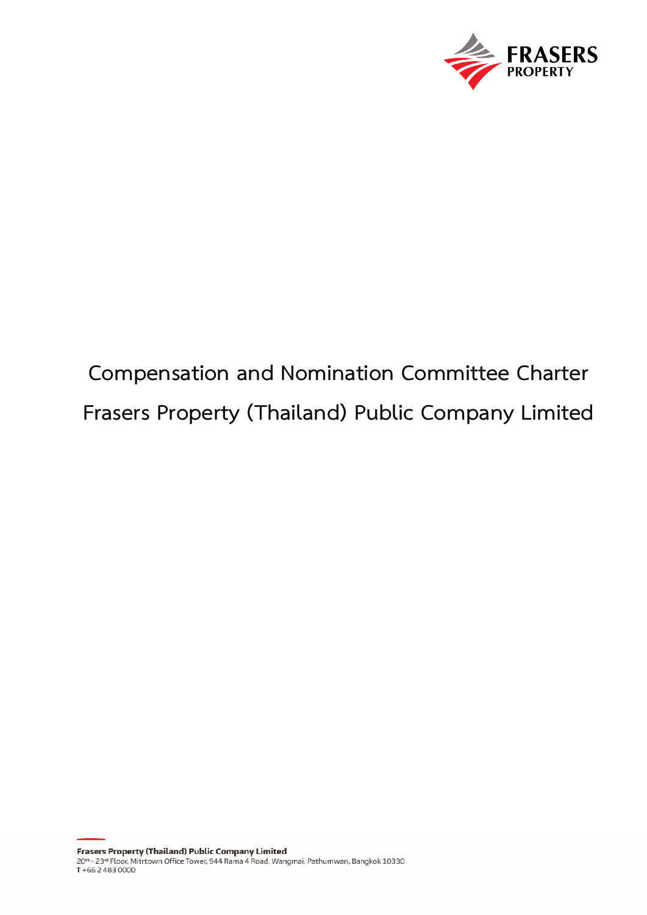# Compensation and Nomination Committee Charter

# Frasers Property (Thailand) Public Company Limited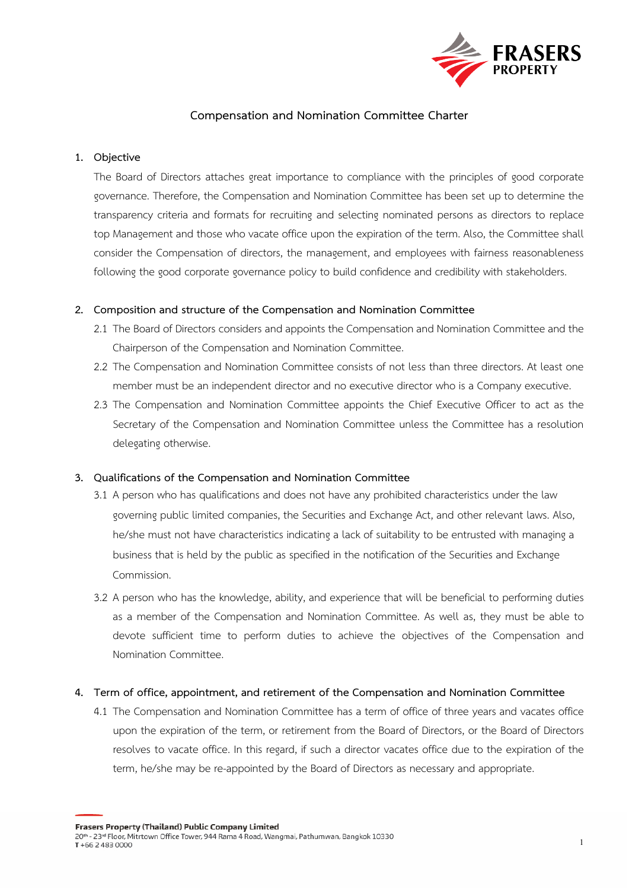# Compensation and Nomination Committee Charter

## 1. Objective

The Board of Directors attaches great importance to compliance with the principles of good corporate governance. Therefore, the Compensation and Nomination Committee has been set up to determine the transparency criteria and formats for recruiting and selecting nominated persons as directors to replace top Management and those who vacate office upon the expiration of the term. Also, the Committee shall consider the Compensation of directors, the management, and employees with fairness reasonableness following the good corporate governance policy to build confidence and credibility with stakeholders.

## 2. Composition and structure of the Compensation and Nomination Committee

2.1 The Board of Directors considers and appoints the Compensation and Nomination Committee and the Chairperson of the Compensation and Nomination Committee.

2.2 The Compensation and Nomination Committee consists of not less than three directors. At least one member must be an independent director and no executive director who is a Company executive.

2.3 The Compensation and Nomination Committee appoints the Chief Executive Officer to act as the Secretary of the Compensation and Nomination Committee unless the Committee has a resolution delegating otherwise.

## 3. Qualifications of the Compensation and Nomination Committee

3.1 A person who has qualifications and does not have any prohibited characteristics under the law governing public limited companies, the Securities and Exchange Act, and other relevant laws. Also, he/she must not have characteristics indicating a lack of suitability to be entrusted with managing a business that is held by the public as specified in the notification of the Securities and Exchange Commission.

3.2 A person who has the knowledge, ability, and experience that will be beneficial to performing duties as a member of the Compensation and Nomination Committee. As well as, they must be able to devote sufficient time to perform duties to achieve the objectives of the Compensation and Nomination Committee.

## 4. Term of office, appointment, and retirement of the Compensation and Nomination Committee

4.1 The Compensation and Nomination Committee has a term of office of three years and vacates office upon the expiration of the term, or retirement from the Board of Directors, or the Board of Directors resolves to vacate office. In this regard, if such a director vacates office due to the expiration of the term, he/she may be re-appointed by the Board of Directors as necessary and appropriate.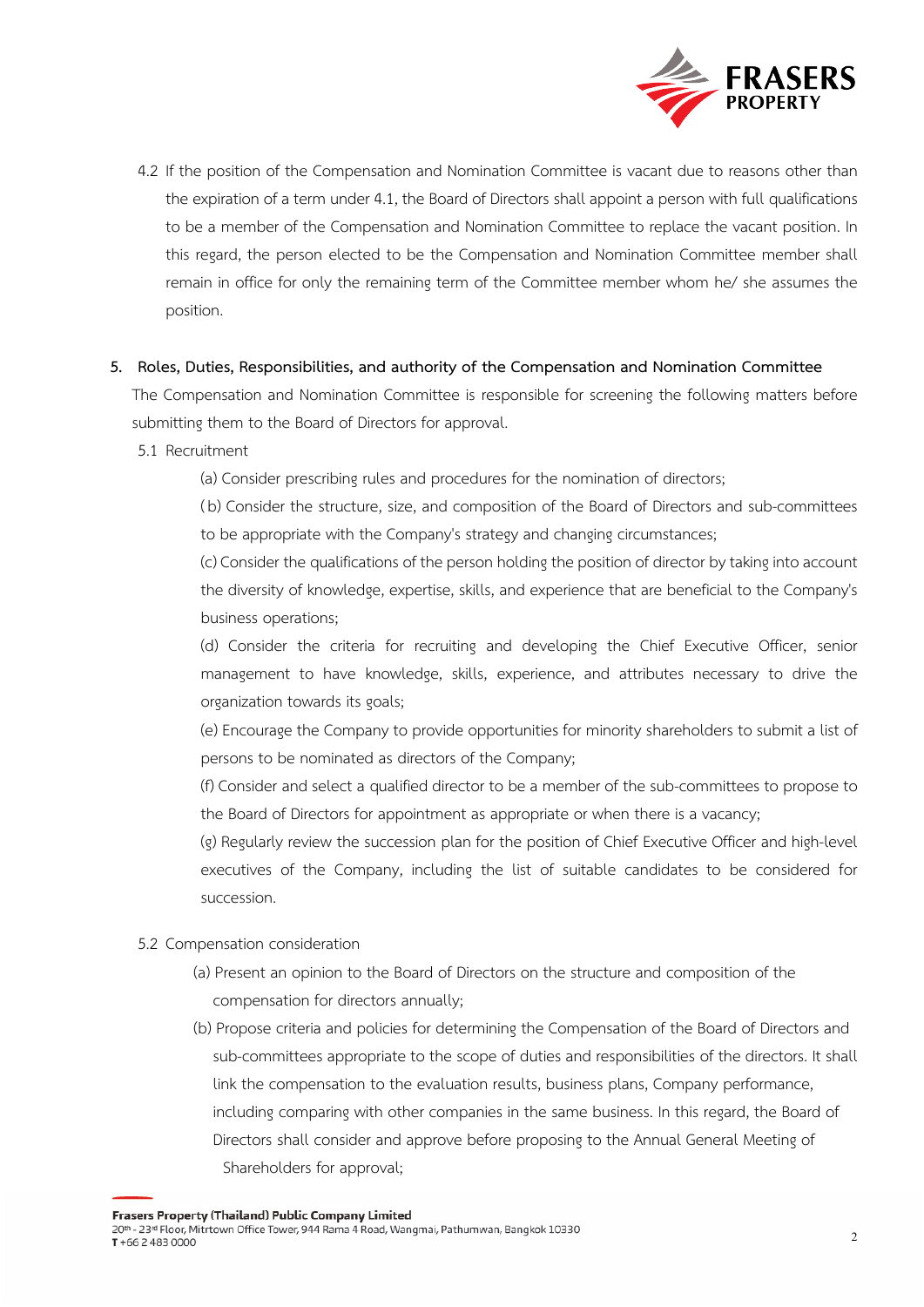4.2 If the position of the Compensation and Nomination Committee is vacant due to reasons other than the expiration of a term under 4.1, the Board of Directors shall appoint a person with full qualifications to be a member of the Compensation and Nomination Committee to replace the vacant position. In this regard, the person elected to be the Compensation and Nomination Committee member shall remain in office for only the remaining term of the Committee member whom he/ she assumes the position.

## 5. Roles, Duties, Responsibilities, and authority of the Compensation and Nomination Committee

The Compensation and Nomination Committee is responsible for screening the following matters before submitting them to the Board of Directors for approval.

5.1 Recruitment

(a) Consider prescribing rules and procedures for the nomination of directors;

(b) Consider the structure, size, and composition of the Board of Directors and sub-committees to be appropriate with the Company's strategy and changing circumstances;

(c) Consider the qualifications of the person holding the position of director by taking into account the diversity of knowledge, expertise, skills, and experience that are beneficial to the Company's business operations;

(d) Consider the criteria for recruiting and developing the Chief Executive Officer, senior management to have knowledge, skills, experience, and attributes necessary to drive the organization towards its goals;

(e) Encourage the Company to provide opportunities for minority shareholders to submit a list of persons to be nominated as directors of the Company;

(f) Consider and select a qualified director to be a member of the sub-committees to propose to the Board of Directors for appointment as appropriate or when there is a vacancy;

(g) Regularly review the succession plan for the position of Chief Executive Officer and high-level executives of the Company, including the list of suitable candidates to be considered for succession.

5.2 Compensation consideration

(a) Present an opinion to the Board of Directors on the structure and composition of the compensation for directors annually;

(b) Propose criteria and policies for determining the Compensation of the Board of Directors and sub-committees appropriate to the scope of duties and responsibilities of the directors. It shall link the compensation to the evaluation results, business plans, Company performance, including comparing with other companies in the same business. In this regard, the Board of Directors shall consider and approve before proposing to the Annual General Meeting of Shareholders for approval;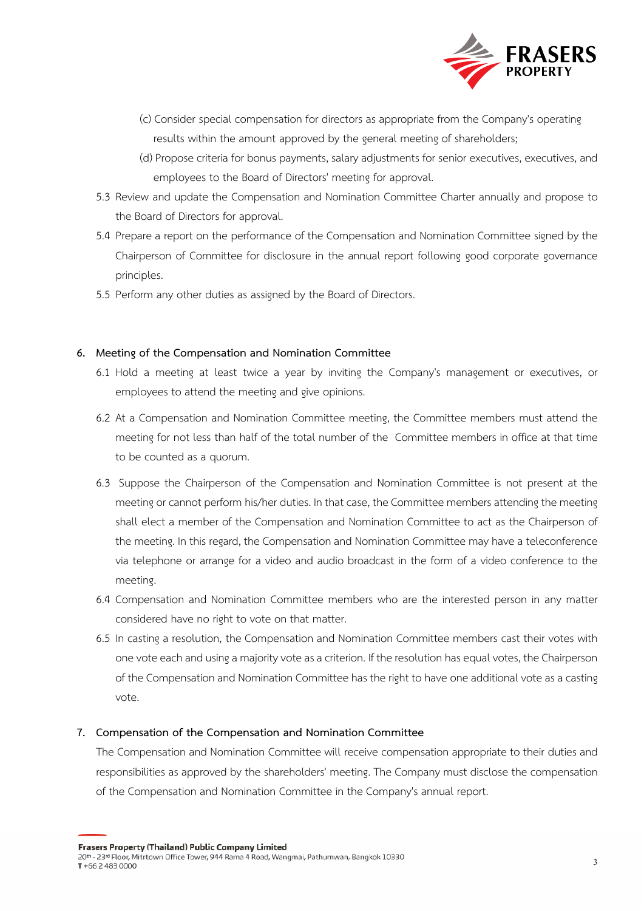(c) Consider special compensation for directors as appropriate from the Company's operating results within the amount approved by the general meeting of shareholders;

(d) Propose criteria for bonus payments, salary adjustments for senior executives, executives, and employees to the Board of Directors' meeting for approval.

5.3 Review and update the Compensation and Nomination Committee Charter annually and propose to the Board of Directors for approval.

5.4 Prepare a report on the performance of the Compensation and Nomination Committee signed by the Chairperson of Committee for disclosure in the annual report following good corporate governance principles.

5.5 Perform any other duties as assigned by the Board of Directors.

## 6. Meeting of the Compensation and Nomination Committee

6.1 Hold a meeting at least twice a year by inviting the Company's management or executives, or employees to attend the meeting and give opinions.

6.2 At a Compensation and Nomination Committee meeting, the Committee members must attend the meeting for not less than half of the total number of the Committee members in office at that time to be counted as a quorum.

6.3 Suppose the Chairperson of the Compensation and Nomination Committee is not present at the meeting or cannot perform his/her duties. In that case, the Committee members attending the meeting shall elect a member of the Compensation and Nomination Committee to act as the Chairperson of the meeting. In this regard, the Compensation and Nomination Committee may have a teleconference via telephone or arrange for a video and audio broadcast in the form of a video conference to the meeting.

6.4 Compensation and Nomination Committee members who are the interested person in any matter considered have no right to vote on that matter.

6.5 In casting a resolution, the Compensation and Nomination Committee members cast their votes with one vote each and using a majority vote as a criterion. If the resolution has equal votes, the Chairperson of the Compensation and Nomination Committee has the right to have one additional vote as a casting vote.

## 7. Compensation of the Compensation and Nomination Committee

The Compensation and Nomination Committee will receive compensation appropriate to their duties and responsibilities as approved by the shareholders' meeting. The Company must disclose the compensation of the Compensation and Nomination Committee in the Company's annual report.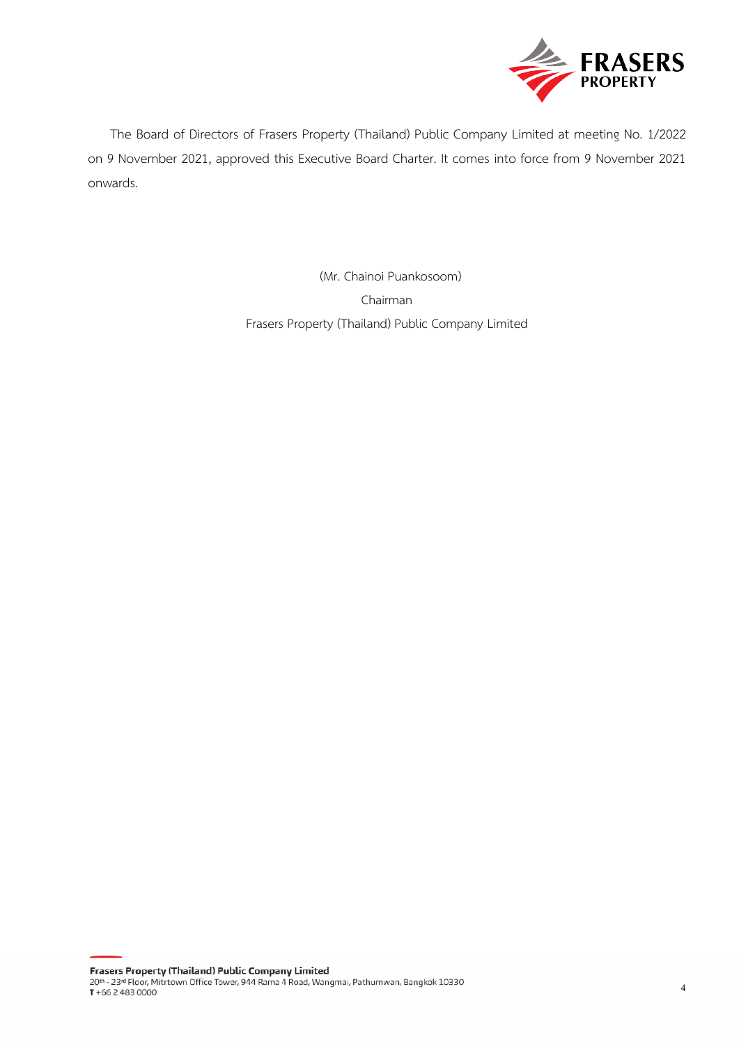The Board of Directors of Frasers Property (Thailand) Public Company Limited at meeting No. 1/2022 on 9 November 2021, approved this Executive Board Charter. It comes into force from 9 November 2021 onwards.

(Mr. Chainoi Puankosoom)

Chairman

Frasers Property (Thailand) Public Company Limited